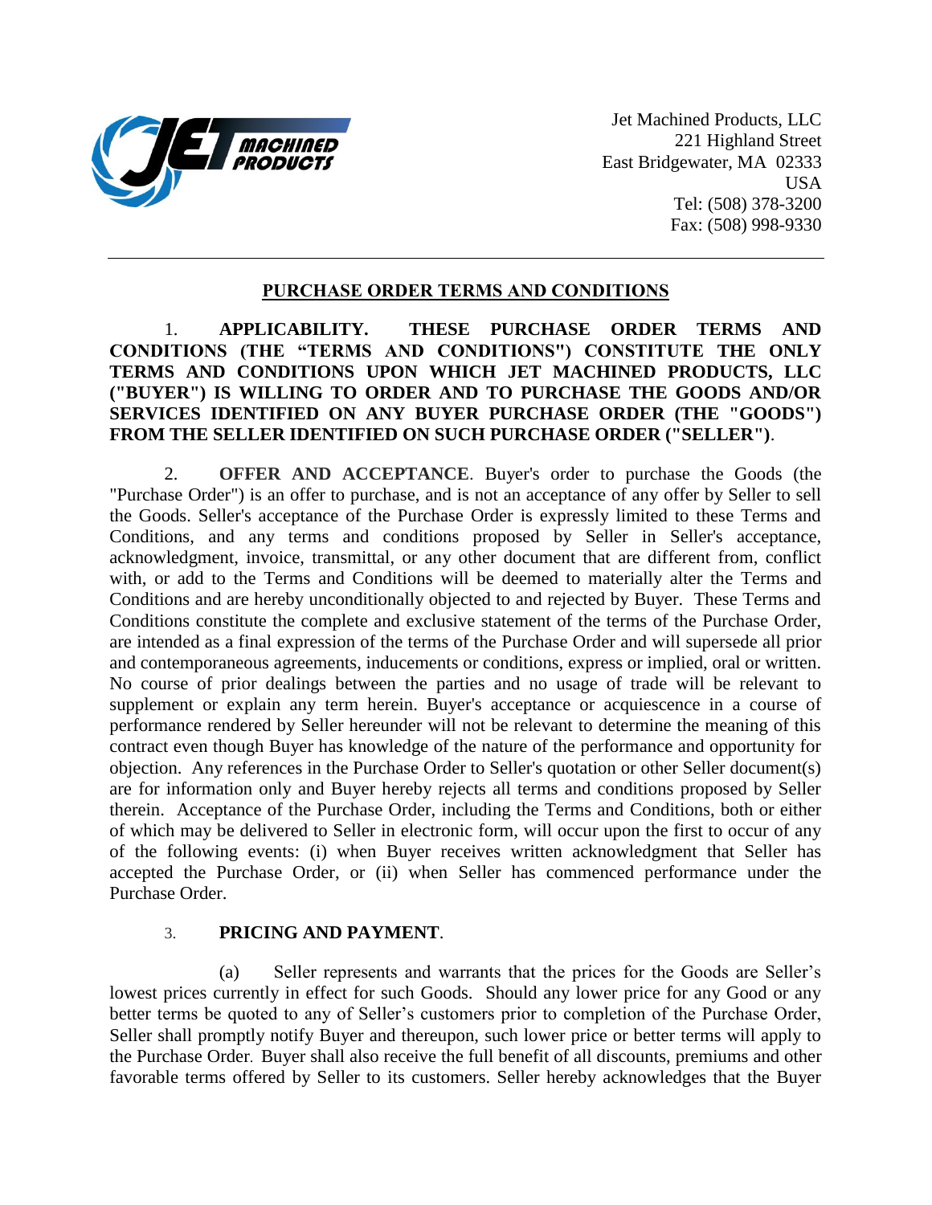Jet Machined Products, LLC
221 Highland Street
East Bridgewater, MA 02333
USA
Tel: (508) 378-3200
Fax: (508) 998-9330

---

## PURCHASE ORDER TERMS AND CONDITIONS

1. **APPLICABILITY. THESE PURCHASE ORDER TERMS AND CONDITIONS (THE "TERMS AND CONDITIONS") CONSTITUTE THE ONLY TERMS AND CONDITIONS UPON WHICH JET MACHINED PRODUCTS, LLC ("BUYER") IS WILLING TO ORDER AND TO PURCHASE THE GOODS AND/OR SERVICES IDENTIFIED ON ANY BUYER PURCHASE ORDER (THE "GOODS") FROM THE SELLER IDENTIFIED ON SUCH PURCHASE ORDER ("SELLER")**.

2. **OFFER AND ACCEPTANCE**. Buyer's order to purchase the Goods (the "Purchase Order") is an offer to purchase, and is not an acceptance of any offer by Seller to sell the Goods. Seller's acceptance of the Purchase Order is expressly limited to these Terms and Conditions, and any terms and conditions proposed by Seller in Seller's acceptance, acknowledgment, invoice, transmittal, or any other document that are different from, conflict with, or add to the Terms and Conditions will be deemed to materially alter the Terms and Conditions and are hereby unconditionally objected to and rejected by Buyer. These Terms and Conditions constitute the complete and exclusive statement of the terms of the Purchase Order, are intended as a final expression of the terms of the Purchase Order and will supersede all prior and contemporaneous agreements, inducements or conditions, express or implied, oral or written. No course of prior dealings between the parties and no usage of trade will be relevant to supplement or explain any term herein. Buyer's acceptance or acquiescence in a course of performance rendered by Seller hereunder will not be relevant to determine the meaning of this contract even though Buyer has knowledge of the nature of the performance and opportunity for objection. Any references in the Purchase Order to Seller's quotation or other Seller document(s) are for information only and Buyer hereby rejects all terms and conditions proposed by Seller therein. Acceptance of the Purchase Order, including the Terms and Conditions, both or either of which may be delivered to Seller in electronic form, will occur upon the first to occur of any of the following events: (i) when Buyer receives written acknowledgment that Seller has accepted the Purchase Order, or (ii) when Seller has commenced performance under the Purchase Order.

3. **PRICING AND PAYMENT**.

(a) Seller represents and warrants that the prices for the Goods are Seller's lowest prices currently in effect for such Goods. Should any lower price for any Good or any better terms be quoted to any of Seller's customers prior to completion of the Purchase Order, Seller shall promptly notify Buyer and thereupon, such lower price or better terms will apply to the Purchase Order. Buyer shall also receive the full benefit of all discounts, premiums and other favorable terms offered by Seller to its customers. Seller hereby acknowledges that the Buyer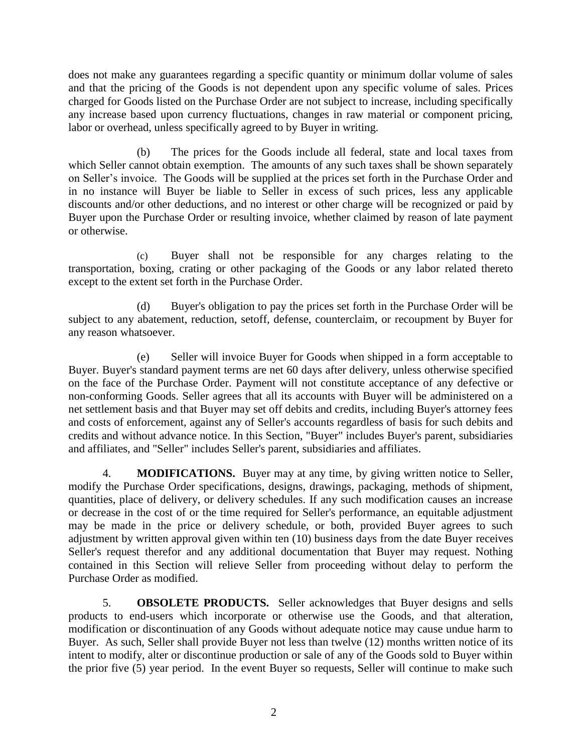does not make any guarantees regarding a specific quantity or minimum dollar volume of sales and that the pricing of the Goods is not dependent upon any specific volume of sales. Prices charged for Goods listed on the Purchase Order are not subject to increase, including specifically any increase based upon currency fluctuations, changes in raw material or component pricing, labor or overhead, unless specifically agreed to by Buyer in writing.

(b) The prices for the Goods include all federal, state and local taxes from which Seller cannot obtain exemption. The amounts of any such taxes shall be shown separately on Seller's invoice. The Goods will be supplied at the prices set forth in the Purchase Order and in no instance will Buyer be liable to Seller in excess of such prices, less any applicable discounts and/or other deductions, and no interest or other charge will be recognized or paid by Buyer upon the Purchase Order or resulting invoice, whether claimed by reason of late payment or otherwise.

(c) Buyer shall not be responsible for any charges relating to the transportation, boxing, crating or other packaging of the Goods or any labor related thereto except to the extent set forth in the Purchase Order.

(d) Buyer's obligation to pay the prices set forth in the Purchase Order will be subject to any abatement, reduction, setoff, defense, counterclaim, or recoupment by Buyer for any reason whatsoever.

(e) Seller will invoice Buyer for Goods when shipped in a form acceptable to Buyer. Buyer's standard payment terms are net 60 days after delivery, unless otherwise specified on the face of the Purchase Order. Payment will not constitute acceptance of any defective or non-conforming Goods. Seller agrees that all its accounts with Buyer will be administered on a net settlement basis and that Buyer may set off debits and credits, including Buyer's attorney fees and costs of enforcement, against any of Seller's accounts regardless of basis for such debits and credits and without advance notice. In this Section, "Buyer" includes Buyer's parent, subsidiaries and affiliates, and "Seller" includes Seller's parent, subsidiaries and affiliates.

4. **MODIFICATIONS.** Buyer may at any time, by giving written notice to Seller, modify the Purchase Order specifications, designs, drawings, packaging, methods of shipment, quantities, place of delivery, or delivery schedules. If any such modification causes an increase or decrease in the cost of or the time required for Seller's performance, an equitable adjustment may be made in the price or delivery schedule, or both, provided Buyer agrees to such adjustment by written approval given within ten (10) business days from the date Buyer receives Seller's request therefor and any additional documentation that Buyer may request. Nothing contained in this Section will relieve Seller from proceeding without delay to perform the Purchase Order as modified.

5. **OBSOLETE PRODUCTS.** Seller acknowledges that Buyer designs and sells products to end-users which incorporate or otherwise use the Goods, and that alteration, modification or discontinuation of any Goods without adequate notice may cause undue harm to Buyer. As such, Seller shall provide Buyer not less than twelve (12) months written notice of its intent to modify, alter or discontinue production or sale of any of the Goods sold to Buyer within the prior five (5) year period. In the event Buyer so requests, Seller will continue to make such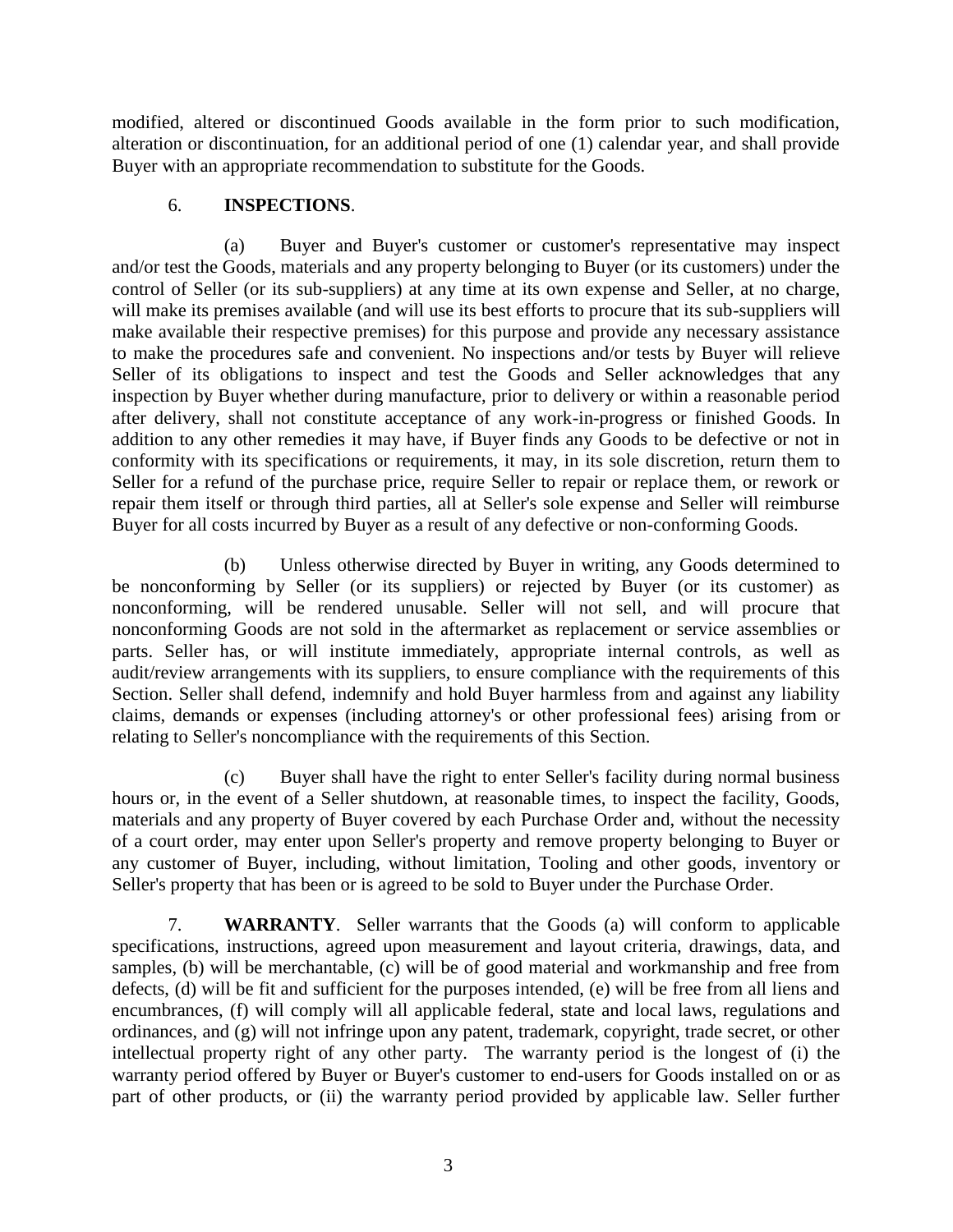modified, altered or discontinued Goods available in the form prior to such modification, alteration or discontinuation, for an additional period of one (1) calendar year, and shall provide Buyer with an appropriate recommendation to substitute for the Goods.

6. **INSPECTIONS**.

(a) Buyer and Buyer's customer or customer's representative may inspect and/or test the Goods, materials and any property belonging to Buyer (or its customers) under the control of Seller (or its sub-suppliers) at any time at its own expense and Seller, at no charge, will make its premises available (and will use its best efforts to procure that its sub-suppliers will make available their respective premises) for this purpose and provide any necessary assistance to make the procedures safe and convenient. No inspections and/or tests by Buyer will relieve Seller of its obligations to inspect and test the Goods and Seller acknowledges that any inspection by Buyer whether during manufacture, prior to delivery or within a reasonable period after delivery, shall not constitute acceptance of any work-in-progress or finished Goods. In addition to any other remedies it may have, if Buyer finds any Goods to be defective or not in conformity with its specifications or requirements, it may, in its sole discretion, return them to Seller for a refund of the purchase price, require Seller to repair or replace them, or rework or repair them itself or through third parties, all at Seller's sole expense and Seller will reimburse Buyer for all costs incurred by Buyer as a result of any defective or non-conforming Goods.

(b) Unless otherwise directed by Buyer in writing, any Goods determined to be nonconforming by Seller (or its suppliers) or rejected by Buyer (or its customer) as nonconforming, will be rendered unusable. Seller will not sell, and will procure that nonconforming Goods are not sold in the aftermarket as replacement or service assemblies or parts. Seller has, or will institute immediately, appropriate internal controls, as well as audit/review arrangements with its suppliers, to ensure compliance with the requirements of this Section. Seller shall defend, indemnify and hold Buyer harmless from and against any liability claims, demands or expenses (including attorney's or other professional fees) arising from or relating to Seller's noncompliance with the requirements of this Section.

(c) Buyer shall have the right to enter Seller's facility during normal business hours or, in the event of a Seller shutdown, at reasonable times, to inspect the facility, Goods, materials and any property of Buyer covered by each Purchase Order and, without the necessity of a court order, may enter upon Seller's property and remove property belonging to Buyer or any customer of Buyer, including, without limitation, Tooling and other goods, inventory or Seller's property that has been or is agreed to be sold to Buyer under the Purchase Order.

7. **WARRANTY**. Seller warrants that the Goods (a) will conform to applicable specifications, instructions, agreed upon measurement and layout criteria, drawings, data, and samples, (b) will be merchantable, (c) will be of good material and workmanship and free from defects, (d) will be fit and sufficient for the purposes intended, (e) will be free from all liens and encumbrances, (f) will comply will all applicable federal, state and local laws, regulations and ordinances, and (g) will not infringe upon any patent, trademark, copyright, trade secret, or other intellectual property right of any other party. The warranty period is the longest of (i) the warranty period offered by Buyer or Buyer's customer to end-users for Goods installed on or as part of other products, or (ii) the warranty period provided by applicable law. Seller further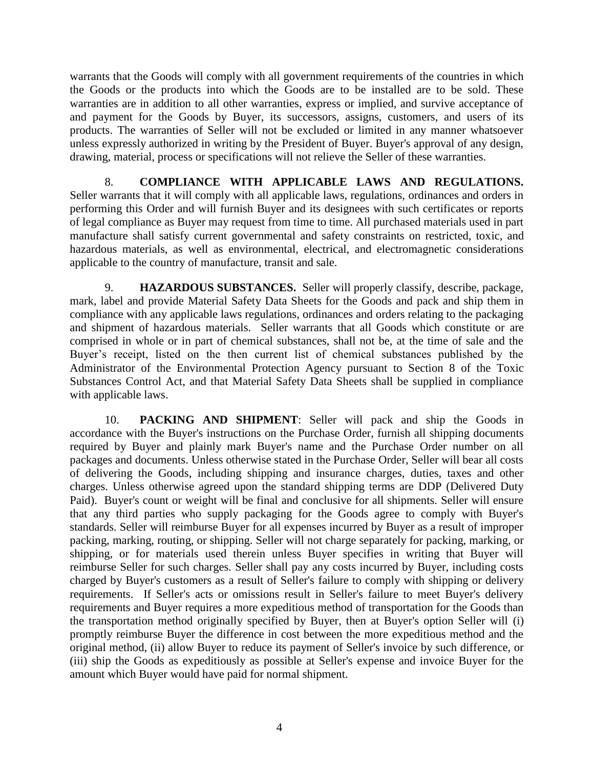warrants that the Goods will comply with all government requirements of the countries in which the Goods or the products into which the Goods are to be installed are to be sold. These warranties are in addition to all other warranties, express or implied, and survive acceptance of and payment for the Goods by Buyer, its successors, assigns, customers, and users of its products. The warranties of Seller will not be excluded or limited in any manner whatsoever unless expressly authorized in writing by the President of Buyer. Buyer's approval of any design, drawing, material, process or specifications will not relieve the Seller of these warranties.

8. **COMPLIANCE WITH APPLICABLE LAWS AND REGULATIONS.** Seller warrants that it will comply with all applicable laws, regulations, ordinances and orders in performing this Order and will furnish Buyer and its designees with such certificates or reports of legal compliance as Buyer may request from time to time. All purchased materials used in part manufacture shall satisfy current governmental and safety constraints on restricted, toxic, and hazardous materials, as well as environmental, electrical, and electromagnetic considerations applicable to the country of manufacture, transit and sale.

9. **HAZARDOUS SUBSTANCES.** Seller will properly classify, describe, package, mark, label and provide Material Safety Data Sheets for the Goods and pack and ship them in compliance with any applicable laws regulations, ordinances and orders relating to the packaging and shipment of hazardous materials. Seller warrants that all Goods which constitute or are comprised in whole or in part of chemical substances, shall not be, at the time of sale and the Buyer's receipt, listed on the then current list of chemical substances published by the Administrator of the Environmental Protection Agency pursuant to Section 8 of the Toxic Substances Control Act, and that Material Safety Data Sheets shall be supplied in compliance with applicable laws.

10. **PACKING AND SHIPMENT**: Seller will pack and ship the Goods in accordance with the Buyer's instructions on the Purchase Order, furnish all shipping documents required by Buyer and plainly mark Buyer's name and the Purchase Order number on all packages and documents. Unless otherwise stated in the Purchase Order, Seller will bear all costs of delivering the Goods, including shipping and insurance charges, duties, taxes and other charges. Unless otherwise agreed upon the standard shipping terms are DDP (Delivered Duty Paid). Buyer's count or weight will be final and conclusive for all shipments. Seller will ensure that any third parties who supply packaging for the Goods agree to comply with Buyer's standards. Seller will reimburse Buyer for all expenses incurred by Buyer as a result of improper packing, marking, routing, or shipping. Seller will not charge separately for packing, marking, or shipping, or for materials used therein unless Buyer specifies in writing that Buyer will reimburse Seller for such charges. Seller shall pay any costs incurred by Buyer, including costs charged by Buyer's customers as a result of Seller's failure to comply with shipping or delivery requirements. If Seller's acts or omissions result in Seller's failure to meet Buyer's delivery requirements and Buyer requires a more expeditious method of transportation for the Goods than the transportation method originally specified by Buyer, then at Buyer's option Seller will (i) promptly reimburse Buyer the difference in cost between the more expeditious method and the original method, (ii) allow Buyer to reduce its payment of Seller's invoice by such difference, or (iii) ship the Goods as expeditiously as possible at Seller's expense and invoice Buyer for the amount which Buyer would have paid for normal shipment.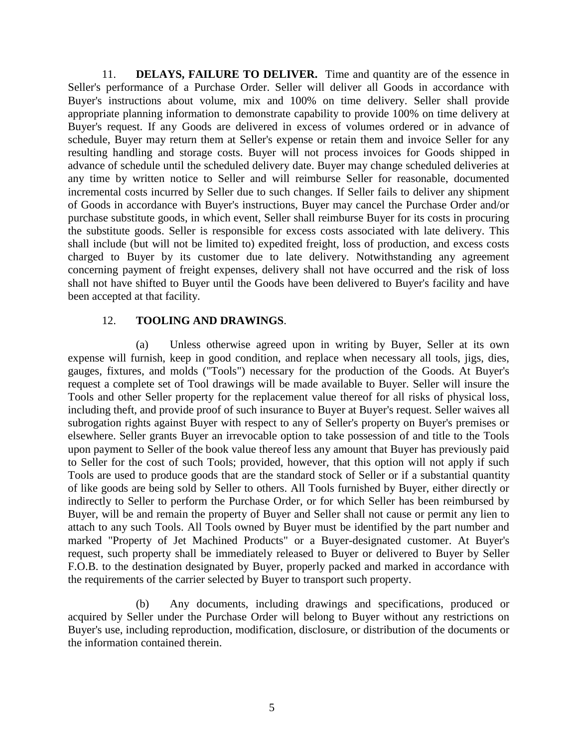11. **DELAYS, FAILURE TO DELIVER.** Time and quantity are of the essence in Seller's performance of a Purchase Order. Seller will deliver all Goods in accordance with Buyer's instructions about volume, mix and 100% on time delivery. Seller shall provide appropriate planning information to demonstrate capability to provide 100% on time delivery at Buyer's request. If any Goods are delivered in excess of volumes ordered or in advance of schedule, Buyer may return them at Seller's expense or retain them and invoice Seller for any resulting handling and storage costs. Buyer will not process invoices for Goods shipped in advance of schedule until the scheduled delivery date. Buyer may change scheduled deliveries at any time by written notice to Seller and will reimburse Seller for reasonable, documented incremental costs incurred by Seller due to such changes. If Seller fails to deliver any shipment of Goods in accordance with Buyer's instructions, Buyer may cancel the Purchase Order and/or purchase substitute goods, in which event, Seller shall reimburse Buyer for its costs in procuring the substitute goods. Seller is responsible for excess costs associated with late delivery. This shall include (but will not be limited to) expedited freight, loss of production, and excess costs charged to Buyer by its customer due to late delivery. Notwithstanding any agreement concerning payment of freight expenses, delivery shall not have occurred and the risk of loss shall not have shifted to Buyer until the Goods have been delivered to Buyer's facility and have been accepted at that facility.

12. **TOOLING AND DRAWINGS**.

(a) Unless otherwise agreed upon in writing by Buyer, Seller at its own expense will furnish, keep in good condition, and replace when necessary all tools, jigs, dies, gauges, fixtures, and molds ("Tools") necessary for the production of the Goods. At Buyer's request a complete set of Tool drawings will be made available to Buyer. Seller will insure the Tools and other Seller property for the replacement value thereof for all risks of physical loss, including theft, and provide proof of such insurance to Buyer at Buyer's request. Seller waives all subrogation rights against Buyer with respect to any of Seller's property on Buyer's premises or elsewhere. Seller grants Buyer an irrevocable option to take possession of and title to the Tools upon payment to Seller of the book value thereof less any amount that Buyer has previously paid to Seller for the cost of such Tools; provided, however, that this option will not apply if such Tools are used to produce goods that are the standard stock of Seller or if a substantial quantity of like goods are being sold by Seller to others. All Tools furnished by Buyer, either directly or indirectly to Seller to perform the Purchase Order, or for which Seller has been reimbursed by Buyer, will be and remain the property of Buyer and Seller shall not cause or permit any lien to attach to any such Tools. All Tools owned by Buyer must be identified by the part number and marked "Property of Jet Machined Products" or a Buyer-designated customer. At Buyer's request, such property shall be immediately released to Buyer or delivered to Buyer by Seller F.O.B. to the destination designated by Buyer, properly packed and marked in accordance with the requirements of the carrier selected by Buyer to transport such property.

(b) Any documents, including drawings and specifications, produced or acquired by Seller under the Purchase Order will belong to Buyer without any restrictions on Buyer's use, including reproduction, modification, disclosure, or distribution of the documents or the information contained therein.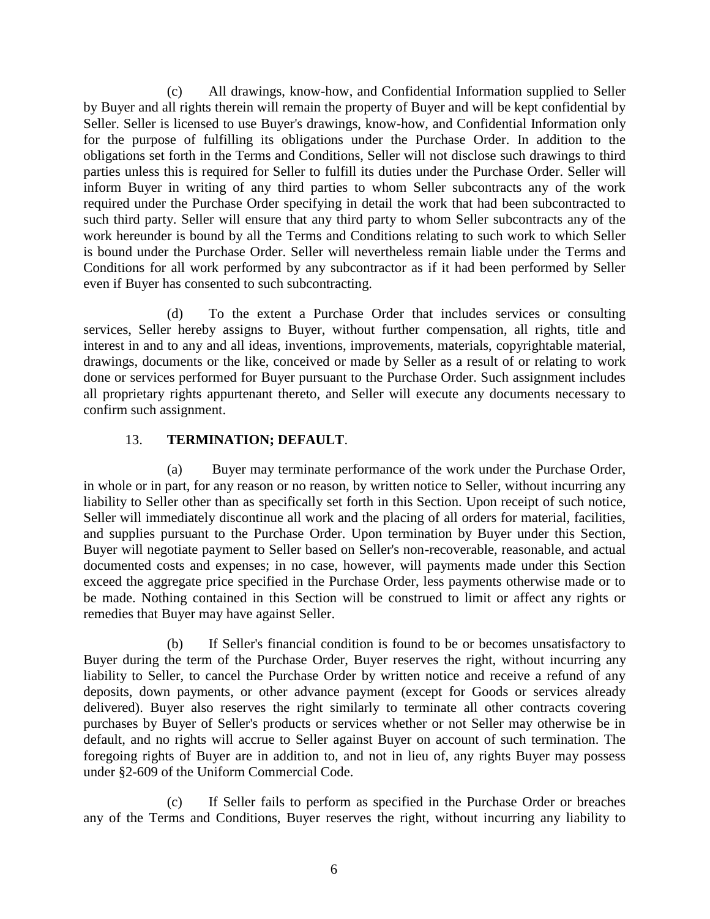(c) All drawings, know-how, and Confidential Information supplied to Seller by Buyer and all rights therein will remain the property of Buyer and will be kept confidential by Seller. Seller is licensed to use Buyer's drawings, know-how, and Confidential Information only for the purpose of fulfilling its obligations under the Purchase Order. In addition to the obligations set forth in the Terms and Conditions, Seller will not disclose such drawings to third parties unless this is required for Seller to fulfill its duties under the Purchase Order. Seller will inform Buyer in writing of any third parties to whom Seller subcontracts any of the work required under the Purchase Order specifying in detail the work that had been subcontracted to such third party. Seller will ensure that any third party to whom Seller subcontracts any of the work hereunder is bound by all the Terms and Conditions relating to such work to which Seller is bound under the Purchase Order. Seller will nevertheless remain liable under the Terms and Conditions for all work performed by any subcontractor as if it had been performed by Seller even if Buyer has consented to such subcontracting.

(d) To the extent a Purchase Order that includes services or consulting services, Seller hereby assigns to Buyer, without further compensation, all rights, title and interest in and to any and all ideas, inventions, improvements, materials, copyrightable material, drawings, documents or the like, conceived or made by Seller as a result of or relating to work done or services performed for Buyer pursuant to the Purchase Order. Such assignment includes all proprietary rights appurtenant thereto, and Seller will execute any documents necessary to confirm such assignment.

13. **TERMINATION; DEFAULT**.

(a) Buyer may terminate performance of the work under the Purchase Order, in whole or in part, for any reason or no reason, by written notice to Seller, without incurring any liability to Seller other than as specifically set forth in this Section. Upon receipt of such notice, Seller will immediately discontinue all work and the placing of all orders for material, facilities, and supplies pursuant to the Purchase Order. Upon termination by Buyer under this Section, Buyer will negotiate payment to Seller based on Seller's non-recoverable, reasonable, and actual documented costs and expenses; in no case, however, will payments made under this Section exceed the aggregate price specified in the Purchase Order, less payments otherwise made or to be made. Nothing contained in this Section will be construed to limit or affect any rights or remedies that Buyer may have against Seller.

(b) If Seller's financial condition is found to be or becomes unsatisfactory to Buyer during the term of the Purchase Order, Buyer reserves the right, without incurring any liability to Seller, to cancel the Purchase Order by written notice and receive a refund of any deposits, down payments, or other advance payment (except for Goods or services already delivered). Buyer also reserves the right similarly to terminate all other contracts covering purchases by Buyer of Seller's products or services whether or not Seller may otherwise be in default, and no rights will accrue to Seller against Buyer on account of such termination. The foregoing rights of Buyer are in addition to, and not in lieu of, any rights Buyer may possess under §2-609 of the Uniform Commercial Code.

(c) If Seller fails to perform as specified in the Purchase Order or breaches any of the Terms and Conditions, Buyer reserves the right, without incurring any liability to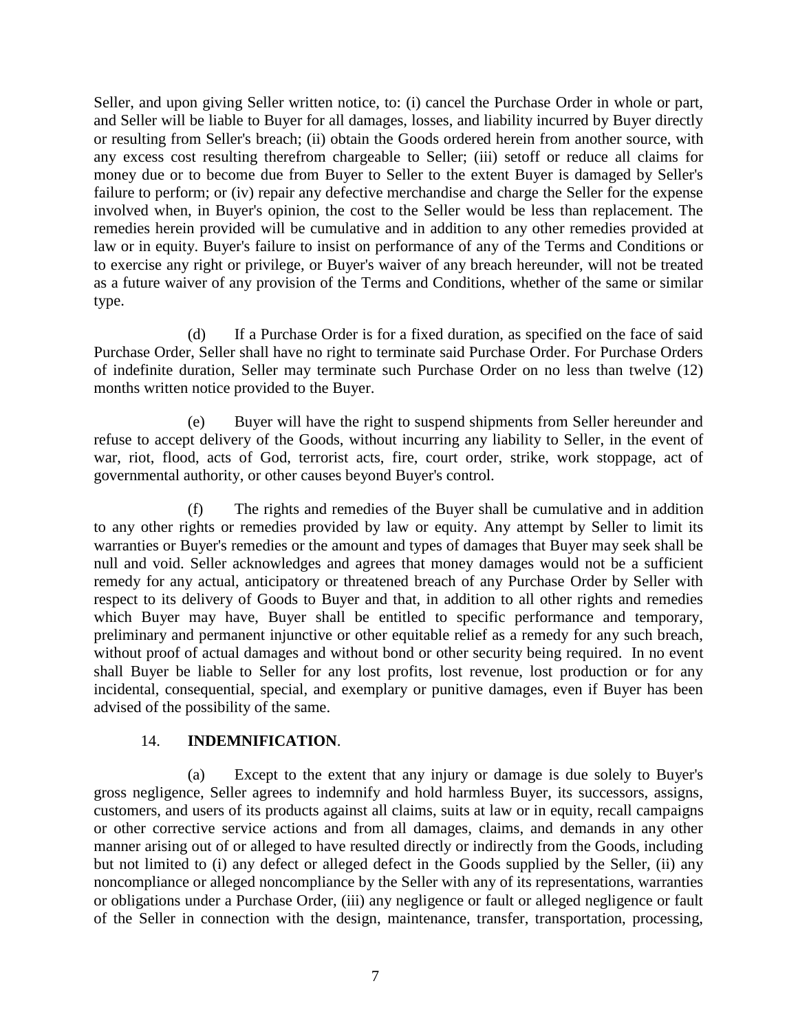Seller, and upon giving Seller written notice, to: (i) cancel the Purchase Order in whole or part, and Seller will be liable to Buyer for all damages, losses, and liability incurred by Buyer directly or resulting from Seller's breach; (ii) obtain the Goods ordered herein from another source, with any excess cost resulting therefrom chargeable to Seller; (iii) setoff or reduce all claims for money due or to become due from Buyer to Seller to the extent Buyer is damaged by Seller's failure to perform; or (iv) repair any defective merchandise and charge the Seller for the expense involved when, in Buyer's opinion, the cost to the Seller would be less than replacement. The remedies herein provided will be cumulative and in addition to any other remedies provided at law or in equity. Buyer's failure to insist on performance of any of the Terms and Conditions or to exercise any right or privilege, or Buyer's waiver of any breach hereunder, will not be treated as a future waiver of any provision of the Terms and Conditions, whether of the same or similar type.

(d) If a Purchase Order is for a fixed duration, as specified on the face of said Purchase Order, Seller shall have no right to terminate said Purchase Order. For Purchase Orders of indefinite duration, Seller may terminate such Purchase Order on no less than twelve (12) months written notice provided to the Buyer.

(e) Buyer will have the right to suspend shipments from Seller hereunder and refuse to accept delivery of the Goods, without incurring any liability to Seller, in the event of war, riot, flood, acts of God, terrorist acts, fire, court order, strike, work stoppage, act of governmental authority, or other causes beyond Buyer's control.

(f) The rights and remedies of the Buyer shall be cumulative and in addition to any other rights or remedies provided by law or equity. Any attempt by Seller to limit its warranties or Buyer's remedies or the amount and types of damages that Buyer may seek shall be null and void. Seller acknowledges and agrees that money damages would not be a sufficient remedy for any actual, anticipatory or threatened breach of any Purchase Order by Seller with respect to its delivery of Goods to Buyer and that, in addition to all other rights and remedies which Buyer may have, Buyer shall be entitled to specific performance and temporary, preliminary and permanent injunctive or other equitable relief as a remedy for any such breach, without proof of actual damages and without bond or other security being required. In no event shall Buyer be liable to Seller for any lost profits, lost revenue, lost production or for any incidental, consequential, special, and exemplary or punitive damages, even if Buyer has been advised of the possibility of the same.

14. **INDEMNIFICATION**.

(a) Except to the extent that any injury or damage is due solely to Buyer's gross negligence, Seller agrees to indemnify and hold harmless Buyer, its successors, assigns, customers, and users of its products against all claims, suits at law or in equity, recall campaigns or other corrective service actions and from all damages, claims, and demands in any other manner arising out of or alleged to have resulted directly or indirectly from the Goods, including but not limited to (i) any defect or alleged defect in the Goods supplied by the Seller, (ii) any noncompliance or alleged noncompliance by the Seller with any of its representations, warranties or obligations under a Purchase Order, (iii) any negligence or fault or alleged negligence or fault of the Seller in connection with the design, maintenance, transfer, transportation, processing,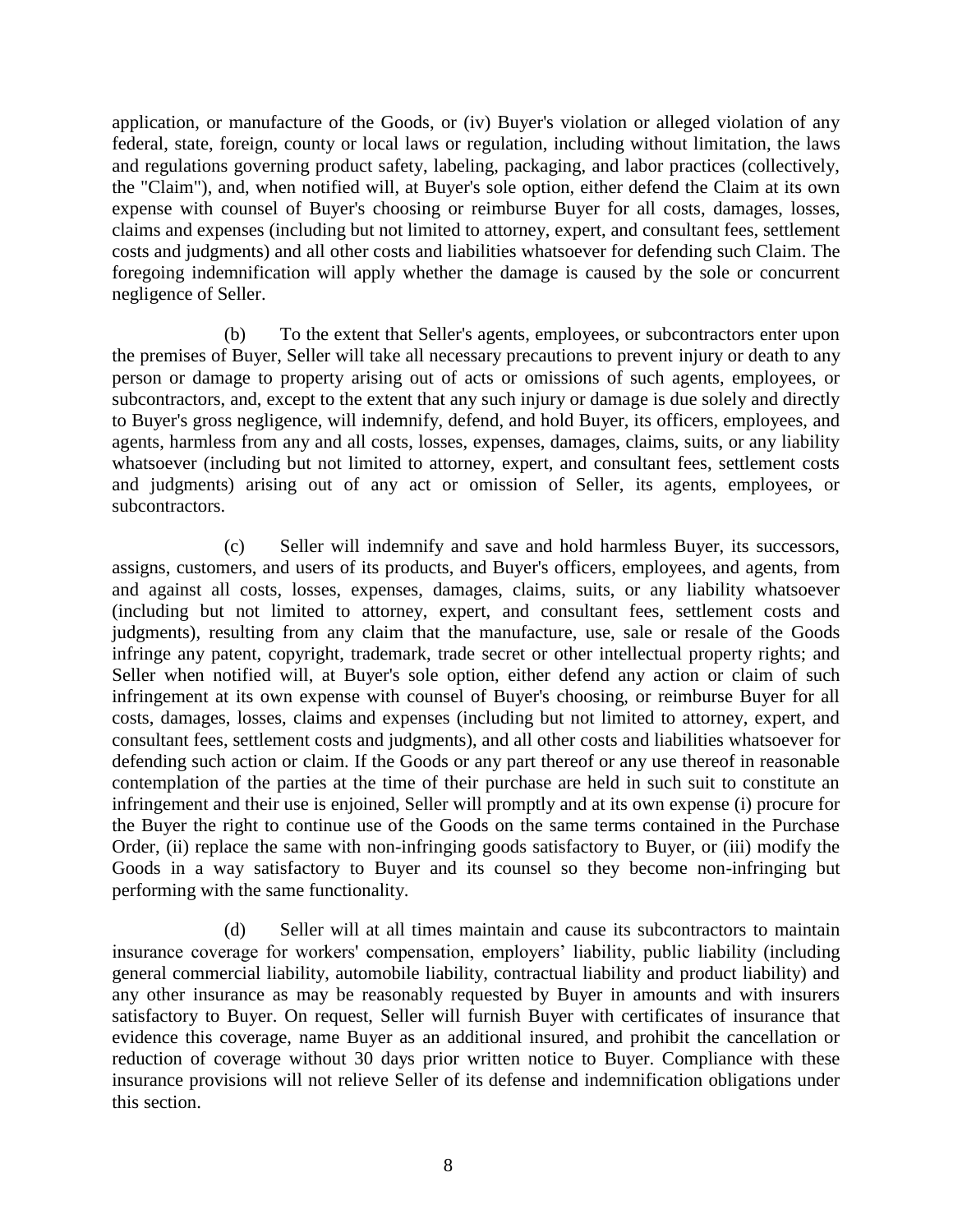application, or manufacture of the Goods, or (iv) Buyer's violation or alleged violation of any federal, state, foreign, county or local laws or regulation, including without limitation, the laws and regulations governing product safety, labeling, packaging, and labor practices (collectively, the "Claim"), and, when notified will, at Buyer's sole option, either defend the Claim at its own expense with counsel of Buyer's choosing or reimburse Buyer for all costs, damages, losses, claims and expenses (including but not limited to attorney, expert, and consultant fees, settlement costs and judgments) and all other costs and liabilities whatsoever for defending such Claim. The foregoing indemnification will apply whether the damage is caused by the sole or concurrent negligence of Seller.

(b) To the extent that Seller's agents, employees, or subcontractors enter upon the premises of Buyer, Seller will take all necessary precautions to prevent injury or death to any person or damage to property arising out of acts or omissions of such agents, employees, or subcontractors, and, except to the extent that any such injury or damage is due solely and directly to Buyer's gross negligence, will indemnify, defend, and hold Buyer, its officers, employees, and agents, harmless from any and all costs, losses, expenses, damages, claims, suits, or any liability whatsoever (including but not limited to attorney, expert, and consultant fees, settlement costs and judgments) arising out of any act or omission of Seller, its agents, employees, or subcontractors.

(c) Seller will indemnify and save and hold harmless Buyer, its successors, assigns, customers, and users of its products, and Buyer's officers, employees, and agents, from and against all costs, losses, expenses, damages, claims, suits, or any liability whatsoever (including but not limited to attorney, expert, and consultant fees, settlement costs and judgments), resulting from any claim that the manufacture, use, sale or resale of the Goods infringe any patent, copyright, trademark, trade secret or other intellectual property rights; and Seller when notified will, at Buyer's sole option, either defend any action or claim of such infringement at its own expense with counsel of Buyer's choosing, or reimburse Buyer for all costs, damages, losses, claims and expenses (including but not limited to attorney, expert, and consultant fees, settlement costs and judgments), and all other costs and liabilities whatsoever for defending such action or claim. If the Goods or any part thereof or any use thereof in reasonable contemplation of the parties at the time of their purchase are held in such suit to constitute an infringement and their use is enjoined, Seller will promptly and at its own expense (i) procure for the Buyer the right to continue use of the Goods on the same terms contained in the Purchase Order, (ii) replace the same with non-infringing goods satisfactory to Buyer, or (iii) modify the Goods in a way satisfactory to Buyer and its counsel so they become non-infringing but performing with the same functionality.

(d) Seller will at all times maintain and cause its subcontractors to maintain insurance coverage for workers' compensation, employers' liability, public liability (including general commercial liability, automobile liability, contractual liability and product liability) and any other insurance as may be reasonably requested by Buyer in amounts and with insurers satisfactory to Buyer. On request, Seller will furnish Buyer with certificates of insurance that evidence this coverage, name Buyer as an additional insured, and prohibit the cancellation or reduction of coverage without 30 days prior written notice to Buyer. Compliance with these insurance provisions will not relieve Seller of its defense and indemnification obligations under this section.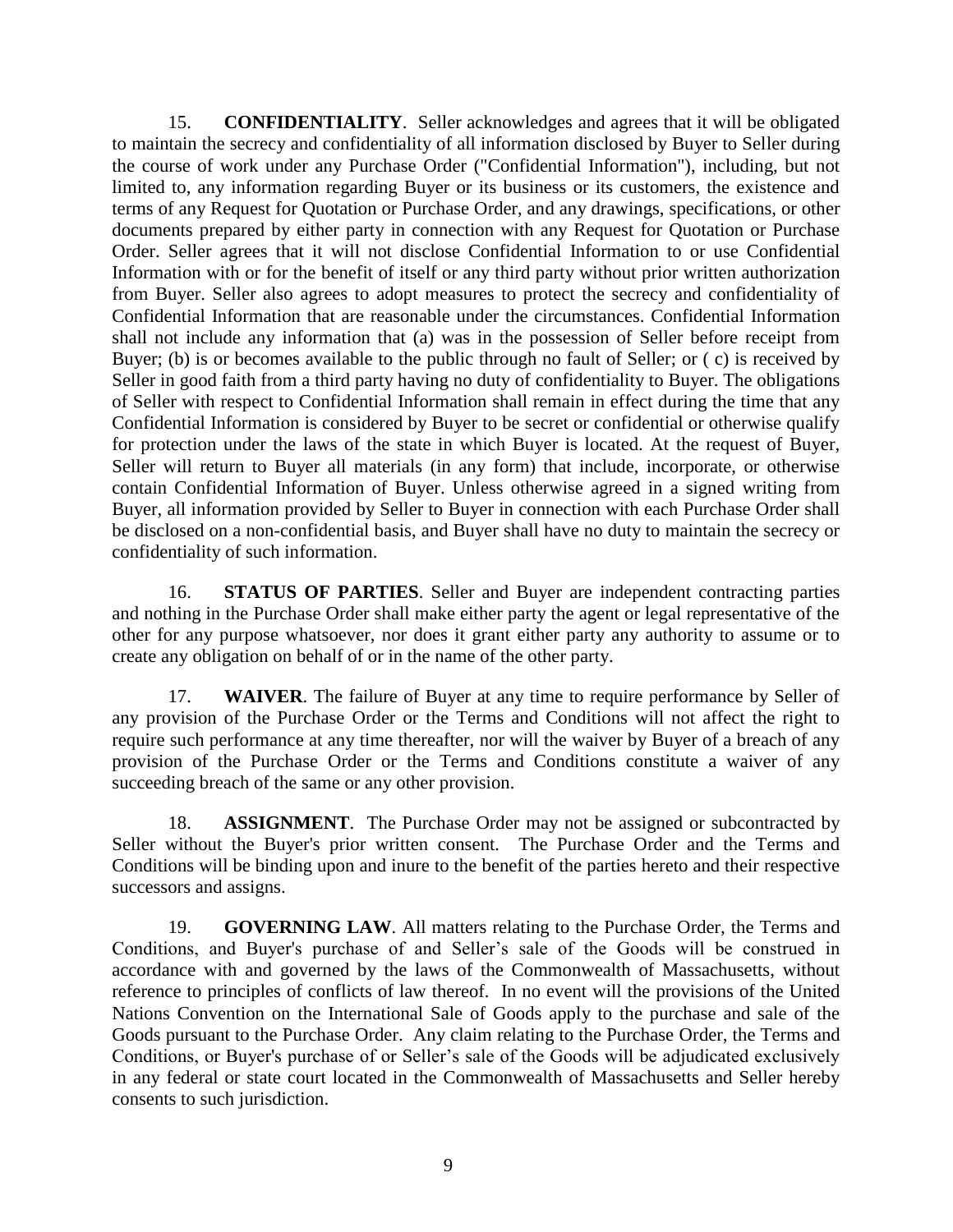15. **CONFIDENTIALITY**. Seller acknowledges and agrees that it will be obligated to maintain the secrecy and confidentiality of all information disclosed by Buyer to Seller during the course of work under any Purchase Order ("Confidential Information"), including, but not limited to, any information regarding Buyer or its business or its customers, the existence and terms of any Request for Quotation or Purchase Order, and any drawings, specifications, or other documents prepared by either party in connection with any Request for Quotation or Purchase Order. Seller agrees that it will not disclose Confidential Information to or use Confidential Information with or for the benefit of itself or any third party without prior written authorization from Buyer. Seller also agrees to adopt measures to protect the secrecy and confidentiality of Confidential Information that are reasonable under the circumstances. Confidential Information shall not include any information that (a) was in the possession of Seller before receipt from Buyer; (b) is or becomes available to the public through no fault of Seller; or ( c) is received by Seller in good faith from a third party having no duty of confidentiality to Buyer. The obligations of Seller with respect to Confidential Information shall remain in effect during the time that any Confidential Information is considered by Buyer to be secret or confidential or otherwise qualify for protection under the laws of the state in which Buyer is located. At the request of Buyer, Seller will return to Buyer all materials (in any form) that include, incorporate, or otherwise contain Confidential Information of Buyer. Unless otherwise agreed in a signed writing from Buyer, all information provided by Seller to Buyer in connection with each Purchase Order shall be disclosed on a non-confidential basis, and Buyer shall have no duty to maintain the secrecy or confidentiality of such information.

16. **STATUS OF PARTIES**. Seller and Buyer are independent contracting parties and nothing in the Purchase Order shall make either party the agent or legal representative of the other for any purpose whatsoever, nor does it grant either party any authority to assume or to create any obligation on behalf of or in the name of the other party.

17. **WAIVER**. The failure of Buyer at any time to require performance by Seller of any provision of the Purchase Order or the Terms and Conditions will not affect the right to require such performance at any time thereafter, nor will the waiver by Buyer of a breach of any provision of the Purchase Order or the Terms and Conditions constitute a waiver of any succeeding breach of the same or any other provision.

18. **ASSIGNMENT**. The Purchase Order may not be assigned or subcontracted by Seller without the Buyer's prior written consent. The Purchase Order and the Terms and Conditions will be binding upon and inure to the benefit of the parties hereto and their respective successors and assigns.

19. **GOVERNING LAW**. All matters relating to the Purchase Order, the Terms and Conditions, and Buyer's purchase of and Seller's sale of the Goods will be construed in accordance with and governed by the laws of the Commonwealth of Massachusetts, without reference to principles of conflicts of law thereof. In no event will the provisions of the United Nations Convention on the International Sale of Goods apply to the purchase and sale of the Goods pursuant to the Purchase Order. Any claim relating to the Purchase Order, the Terms and Conditions, or Buyer's purchase of or Seller's sale of the Goods will be adjudicated exclusively in any federal or state court located in the Commonwealth of Massachusetts and Seller hereby consents to such jurisdiction.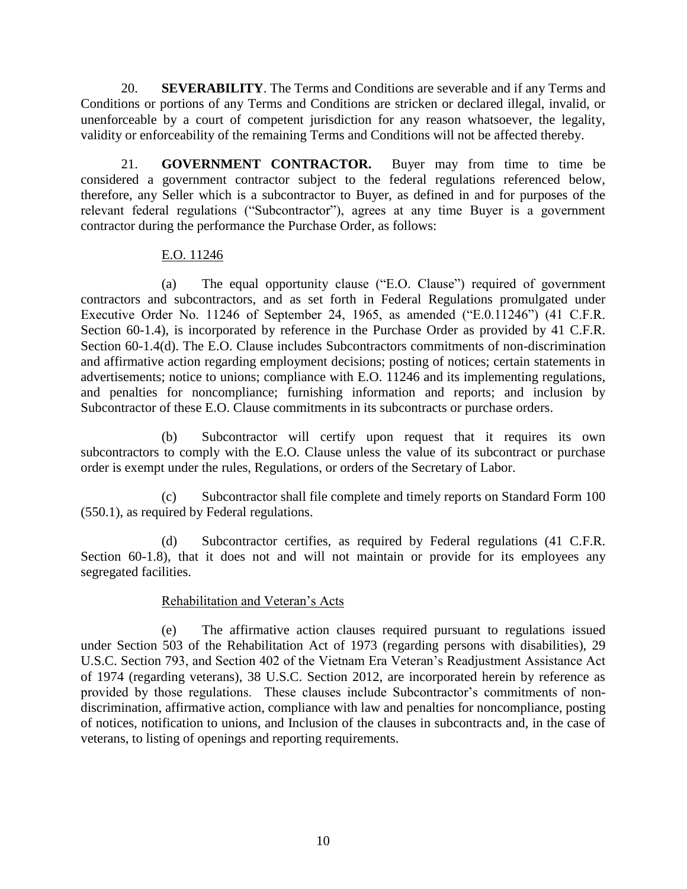20. **SEVERABILITY**. The Terms and Conditions are severable and if any Terms and Conditions or portions of any Terms and Conditions are stricken or declared illegal, invalid, or unenforceable by a court of competent jurisdiction for any reason whatsoever, the legality, validity or enforceability of the remaining Terms and Conditions will not be affected thereby.

21. **GOVERNMENT CONTRACTOR.** Buyer may from time to time be considered a government contractor subject to the federal regulations referenced below, therefore, any Seller which is a subcontractor to Buyer, as defined in and for purposes of the relevant federal regulations ("Subcontractor"), agrees at any time Buyer is a government contractor during the performance the Purchase Order, as follows:

E.O. 11246

(a) The equal opportunity clause ("E.O. Clause") required of government contractors and subcontractors, and as set forth in Federal Regulations promulgated under Executive Order No. 11246 of September 24, 1965, as amended ("E.0.11246") (41 C.F.R. Section 60-1.4), is incorporated by reference in the Purchase Order as provided by 41 C.F.R. Section 60-1.4(d). The E.O. Clause includes Subcontractors commitments of non-discrimination and affirmative action regarding employment decisions; posting of notices; certain statements in advertisements; notice to unions; compliance with E.O. 11246 and its implementing regulations, and penalties for noncompliance; furnishing information and reports; and inclusion by Subcontractor of these E.O. Clause commitments in its subcontracts or purchase orders.

(b) Subcontractor will certify upon request that it requires its own subcontractors to comply with the E.O. Clause unless the value of its subcontract or purchase order is exempt under the rules, Regulations, or orders of the Secretary of Labor.

(c) Subcontractor shall file complete and timely reports on Standard Form 100 (550.1), as required by Federal regulations.

(d) Subcontractor certifies, as required by Federal regulations (41 C.F.R. Section 60-1.8), that it does not and will not maintain or provide for its employees any segregated facilities.

Rehabilitation and Veteran's Acts

(e) The affirmative action clauses required pursuant to regulations issued under Section 503 of the Rehabilitation Act of 1973 (regarding persons with disabilities), 29 U.S.C. Section 793, and Section 402 of the Vietnam Era Veteran's Readjustment Assistance Act of 1974 (regarding veterans), 38 U.S.C. Section 2012, are incorporated herein by reference as provided by those regulations. These clauses include Subcontractor's commitments of non-discrimination, affirmative action, compliance with law and penalties for noncompliance, posting of notices, notification to unions, and Inclusion of the clauses in subcontracts and, in the case of veterans, to listing of openings and reporting requirements.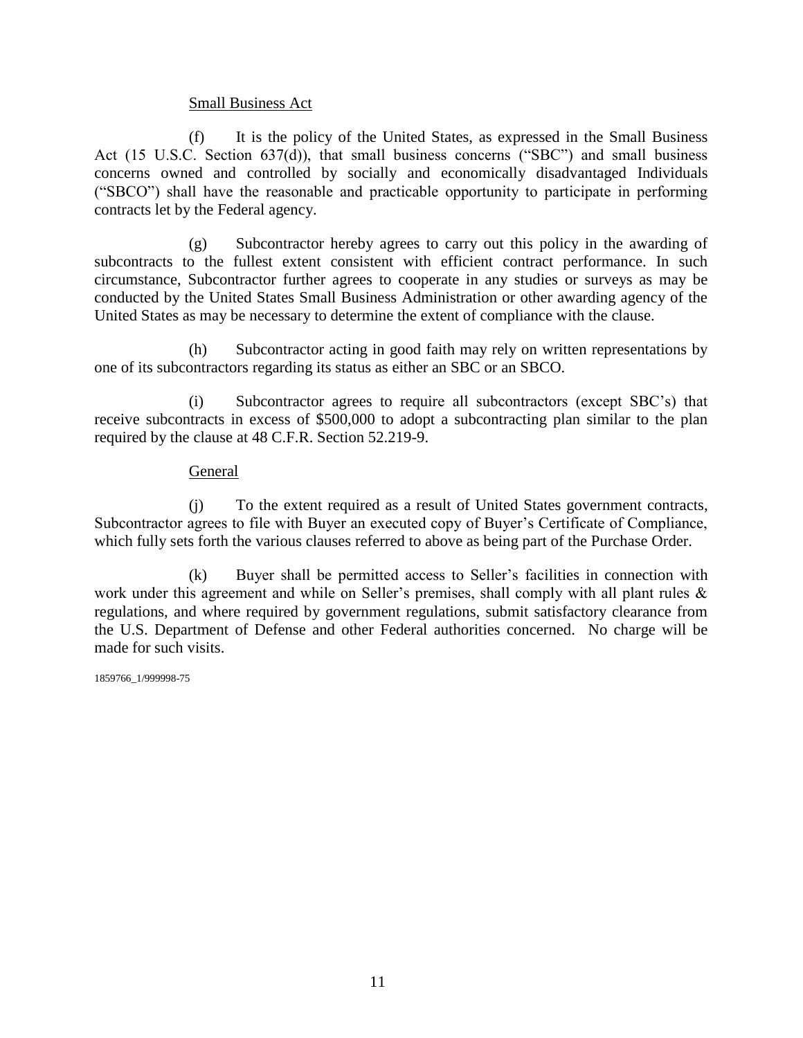<u>Small Business Act</u>

(f) It is the policy of the United States, as expressed in the Small Business Act (15 U.S.C. Section 637(d)), that small business concerns ("SBC") and small business concerns owned and controlled by socially and economically disadvantaged Individuals ("SBCO") shall have the reasonable and practicable opportunity to participate in performing contracts let by the Federal agency.

(g) Subcontractor hereby agrees to carry out this policy in the awarding of subcontracts to the fullest extent consistent with efficient contract performance. In such circumstance, Subcontractor further agrees to cooperate in any studies or surveys as may be conducted by the United States Small Business Administration or other awarding agency of the United States as may be necessary to determine the extent of compliance with the clause.

(h) Subcontractor acting in good faith may rely on written representations by one of its subcontractors regarding its status as either an SBC or an SBCO.

(i) Subcontractor agrees to require all subcontractors (except SBC's) that receive subcontracts in excess of $500,000 to adopt a subcontracting plan similar to the plan required by the clause at 48 C.F.R. Section 52.219-9.

<u>General</u>

(j) To the extent required as a result of United States government contracts, Subcontractor agrees to file with Buyer an executed copy of Buyer's Certificate of Compliance, which fully sets forth the various clauses referred to above as being part of the Purchase Order.

(k) Buyer shall be permitted access to Seller's facilities in connection with work under this agreement and while on Seller's premises, shall comply with all plant rules & regulations, and where required by government regulations, submit satisfactory clearance from the U.S. Department of Defense and other Federal authorities concerned. No charge will be made for such visits.

1859766_1/999998-75